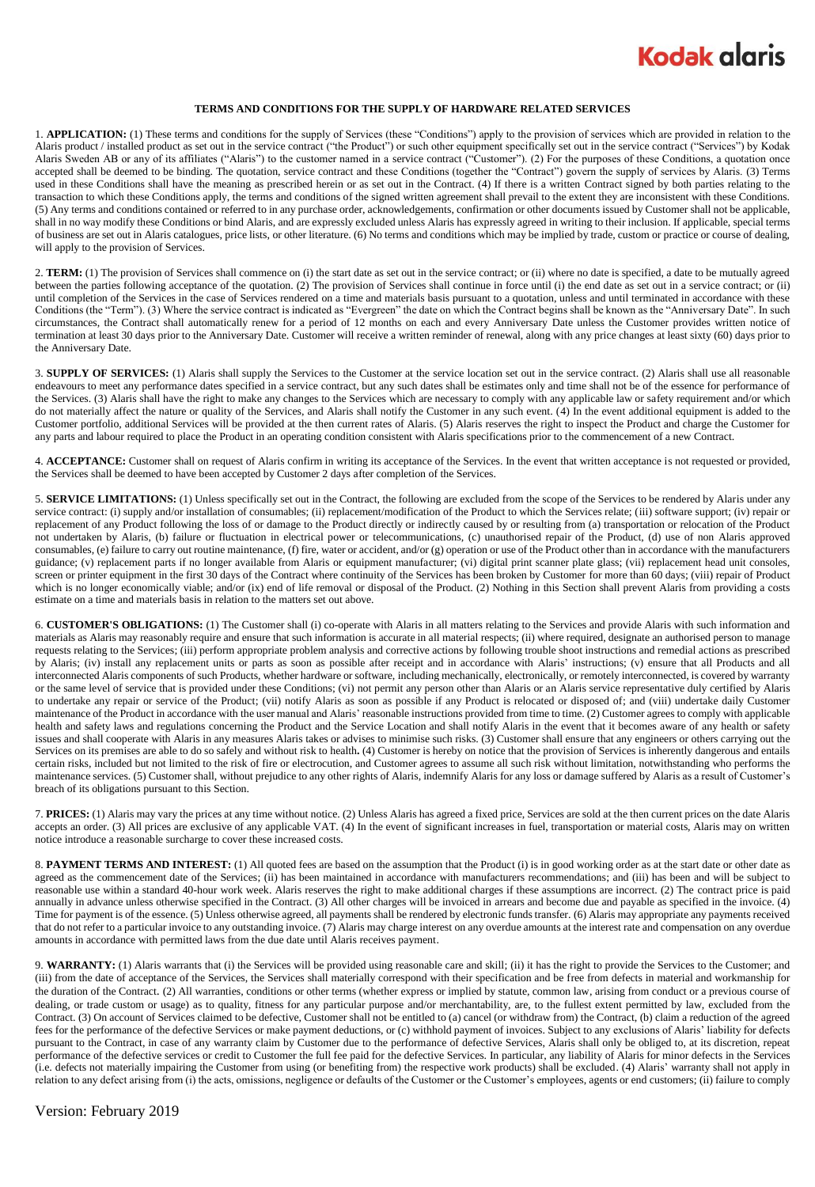# TERMS AND CONDITIONS FOR THE SUPPLY OF HARDWARE RELATED SERVICES

1. **APPLICATION:** (1) These terms and conditions for the supply of Services (these "Conditions") apply to the provision of services which are provided in relation to the Alaris product / installed product as set out in the service contract ("the Product") or such other equipment specifically set out in the service contract ("Services") by Kodak Alaris Sweden AB or any of its affiliates ("Alaris") to the customer named in a service contract ("Customer"). (2) For the purposes of these Conditions, a quotation once accepted shall be deemed to be binding. The quotation, service contract and these Conditions (together the "Contract") govern the supply of services by Alaris. (3) Terms used in these Conditions shall have the meaning as prescribed herein or as set out in the Contract. (4) If there is a written Contract signed by both parties relating to the transaction to which these Conditions apply, the terms and conditions of the signed written agreement shall prevail to the extent they are inconsistent with these Conditions. (5) Any terms and conditions contained or referred to in any purchase order, acknowledgements, confirmation or other documents issued by Customer shall not be applicable, shall in no way modify these Conditions or bind Alaris, and are expressly excluded unless Alaris has expressly agreed in writing to their inclusion. If applicable, special terms of business are set out in Alaris catalogues, price lists, or other literature. (6) No terms and conditions which may be implied by trade, custom or practice or course of dealing, will apply to the provision of Services.

2. **TERM:** (1) The provision of Services shall commence on (i) the start date as set out in the service contract; or (ii) where no date is specified, a date to be mutually agreed between the parties following acceptance of the quotation. (2) The provision of Services shall continue in force until (i) the end date as set out in a service contract; or (ii) until completion of the Services in the case of Services rendered on a time and materials basis pursuant to a quotation, unless and until terminated in accordance with these Conditions (the "Term"). (3) Where the service contract is indicated as "Evergreen" the date on which the Contract begins shall be known as the "Anniversary Date". In such circumstances, the Contract shall automatically renew for a period of 12 months on each and every Anniversary Date unless the Customer provides written notice of termination at least 30 days prior to the Anniversary Date. Customer will receive a written reminder of renewal, along with any price changes at least sixty (60) days prior to the Anniversary Date.

3. **SUPPLY OF SERVICES:** (1) Alaris shall supply the Services to the Customer at the service location set out in the service contract. (2) Alaris shall use all reasonable endeavours to meet any performance dates specified in a service contract, but any such dates shall be estimates only and time shall not be of the essence for performance of the Services. (3) Alaris shall have the right to make any changes to the Services which are necessary to comply with any applicable law or safety requirement and/or which do not materially affect the nature or quality of the Services, and Alaris shall notify the Customer in any such event. (4) In the event additional equipment is added to the Customer portfolio, additional Services will be provided at the then current rates of Alaris. (5) Alaris reserves the right to inspect the Product and charge the Customer for any parts and labour required to place the Product in an operating condition consistent with Alaris specifications prior to the commencement of a new Contract.

4. **ACCEPTANCE:** Customer shall on request of Alaris confirm in writing its acceptance of the Services. In the event that written acceptance is not requested or provided, the Services shall be deemed to have been accepted by Customer 2 days after completion of the Services.

5. **SERVICE LIMITATIONS:** (1) Unless specifically set out in the Contract, the following are excluded from the scope of the Services to be rendered by Alaris under any service contract: (i) supply and/or installation of consumables; (ii) replacement/modification of the Product to which the Services relate; (iii) software support; (iv) repair or replacement of any Product following the loss of or damage to the Product directly or indirectly caused by or resulting from (a) transportation or relocation of the Product not undertaken by Alaris, (b) failure or fluctuation in electrical power or telecommunications, (c) unauthorised repair of the Product, (d) use of non Alaris approved consumables, (e) failure to carry out routine maintenance, (f) fire, water or accident, and/or (g) operation or use of the Product other than in accordance with the manufacturers guidance; (v) replacement parts if no longer available from Alaris or equipment manufacturer; (vi) digital print scanner plate glass; (vii) replacement head unit consoles, screen or printer equipment in the first 30 days of the Contract where continuity of the Services has been broken by Customer for more than 60 days; (viii) repair of Product which is no longer economically viable; and/or (ix) end of life removal or disposal of the Product. (2) Nothing in this Section shall prevent Alaris from providing a costs estimate on a time and materials basis in relation to the matters set out above.

6. **CUSTOMER'S OBLIGATIONS:** (1) The Customer shall (i) co-operate with Alaris in all matters relating to the Services and provide Alaris with such information and materials as Alaris may reasonably require and ensure that such information is accurate in all material respects; (ii) where required, designate an authorised person to manage requests relating to the Services; (iii) perform appropriate problem analysis and corrective actions by following trouble shoot instructions and remedial actions as prescribed by Alaris; (iv) install any replacement units or parts as soon as possible after receipt and in accordance with Alaris' instructions; (v) ensure that all Products and all interconnected Alaris components of such Products, whether hardware or software, including mechanically, electronically, or remotely interconnected, is covered by warranty or the same level of service that is provided under these Conditions; (vi) not permit any person other than Alaris or an Alaris service representative duly certified by Alaris to undertake any repair or service of the Product; (vii) notify Alaris as soon as possible if any Product is relocated or disposed of; and (viii) undertake daily Customer maintenance of the Product in accordance with the user manual and Alaris' reasonable instructions provided from time to time. (2) Customer agrees to comply with applicable health and safety laws and regulations concerning the Product and the Service Location and shall notify Alaris in the event that it becomes aware of any health or safety issues and shall cooperate with Alaris in any measures Alaris takes or advises to minimise such risks. (3) Customer shall ensure that any engineers or others carrying out the Services on its premises are able to do so safely and without risk to health**.** (4) Customer is hereby on notice that the provision of Services is inherently dangerous and entails certain risks, included but not limited to the risk of fire or electrocution, and Customer agrees to assume all such risk without limitation, notwithstanding who performs the maintenance services. (5) Customer shall, without prejudice to any other rights of Alaris, indemnify Alaris for any loss or damage suffered by Alaris as a result of Customer's breach of its obligations pursuant to this Section.

7. **PRICES:** (1) Alaris may vary the prices at any time without notice. (2) Unless Alaris has agreed a fixed price, Services are sold at the then current prices on the date Alaris accepts an order. (3) All prices are exclusive of any applicable VAT. (4) In the event of significant increases in fuel, transportation or material costs, Alaris may on written notice introduce a reasonable surcharge to cover these increased costs.

8. **PAYMENT TERMS AND INTEREST:** (1) All quoted fees are based on the assumption that the Product (i) is in good working order as at the start date or other date as agreed as the commencement date of the Services; (ii) has been maintained in accordance with manufacturers recommendations; and (iii) has been and will be subject to reasonable use within a standard 40-hour work week. Alaris reserves the right to make additional charges if these assumptions are incorrect. (2) The contract price is paid annually in advance unless otherwise specified in the Contract. (3) All other charges will be invoiced in arrears and become due and payable as specified in the invoice. (4) Time for payment is of the essence. (5) Unless otherwise agreed, all payments shall be rendered by electronic funds transfer. (6) Alaris may appropriate any payments received that do not refer to a particular invoice to any outstanding invoice. (7) Alaris may charge interest on any overdue amounts at the interest rate and compensation on any overdue amounts in accordance with permitted laws from the due date until Alaris receives payment.

9. **WARRANTY:** (1) Alaris warrants that (i) the Services will be provided using reasonable care and skill; (ii) it has the right to provide the Services to the Customer; and (iii) from the date of acceptance of the Services, the Services shall materially correspond with their specification and be free from defects in material and workmanship for the duration of the Contract. (2) All warranties, conditions or other terms (whether express or implied by statute, common law, arising from conduct or a previous course of dealing, or trade custom or usage) as to quality, fitness for any particular purpose and/or merchantability, are, to the fullest extent permitted by law, excluded from the Contract. (3) On account of Services claimed to be defective, Customer shall not be entitled to (a) cancel (or withdraw from) the Contract, (b) claim a reduction of the agreed fees for the performance of the defective Services or make payment deductions, or (c) withhold payment of invoices. Subject to any exclusions of Alaris' liability for defects pursuant to the Contract, in case of any warranty claim by Customer due to the performance of defective Services, Alaris shall only be obliged to, at its discretion, repeat performance of the defective services or credit to Customer the full fee paid for the defective Services. In particular, any liability of Alaris for minor defects in the Services (i.e. defects not materially impairing the Customer from using (or benefiting from) the respective work products) shall be excluded. (4) Alaris' warranty shall not apply in relation to any defect arising from (i) the acts, omissions, negligence or defaults of the Customer or the Customer's employees, agents or end customers; (ii) failure to comply

Version: February 2019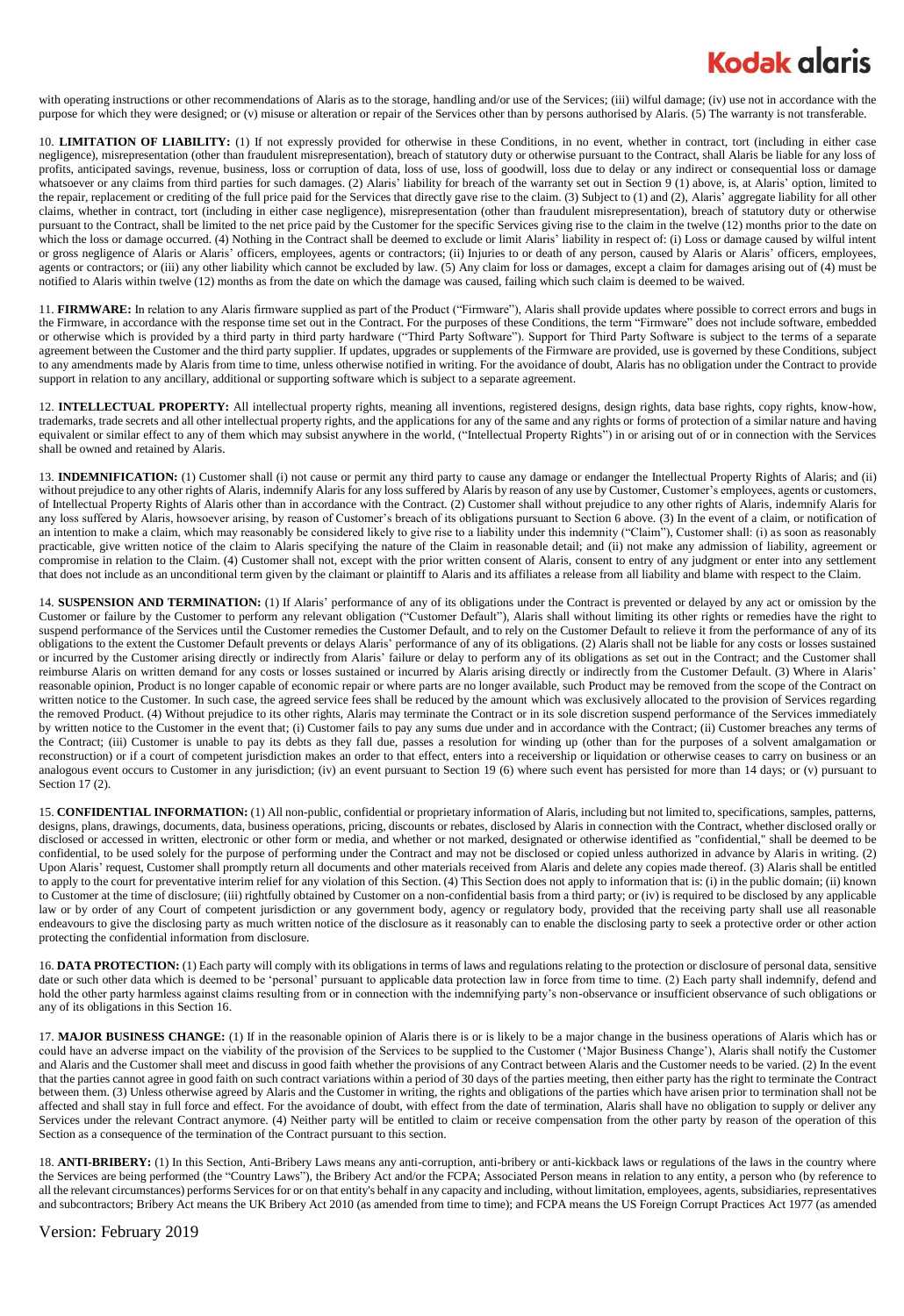with operating instructions or other recommendations of Alaris as to the storage, handling and/or use of the Services; (iii) wilful damage; (iv) use not in accordance with the purpose for which they were designed; or (v) misuse or alteration or repair of the Services other than by persons authorised by Alaris. (5) The warranty is not transferable.

10. **LIMITATION OF LIABILITY:** (1) If not expressly provided for otherwise in these Conditions, in no event, whether in contract, tort (including in either case negligence), misrepresentation (other than fraudulent misrepresentation), breach of statutory duty or otherwise pursuant to the Contract, shall Alaris be liable for any loss of profits, anticipated savings, revenue, business, loss or corruption of data, loss of use, loss of goodwill, loss due to delay or any indirect or consequential loss or damage whatsoever or any claims from third parties for such damages. (2) Alaris' liability for breach of the warranty set out in Section 9 (1) above, is, at Alaris' option, limited to the repair, replacement or crediting of the full price paid for the Services that directly gave rise to the claim. (3) Subject to (1) and (2), Alaris' aggregate liability for all other claims, whether in contract, tort (including in either case negligence), misrepresentation (other than fraudulent misrepresentation), breach of statutory duty or otherwise pursuant to the Contract, shall be limited to the net price paid by the Customer for the specific Services giving rise to the claim in the twelve (12) months prior to the date on which the loss or damage occurred. (4) Nothing in the Contract shall be deemed to exclude or limit Alaris' liability in respect of: (i) Loss or damage caused by wilful intent or gross negligence of Alaris or Alaris' officers, employees, agents or contractors; (ii) Injuries to or death of any person, caused by Alaris or Alaris' officers, employees, agents or contractors; or (iii) any other liability which cannot be excluded by law. (5) Any claim for loss or damages, except a claim for damages arising out of (4) must be notified to Alaris within twelve (12) months as from the date on which the damage was caused, failing which such claim is deemed to be waived.

11. **FIRMWARE:** In relation to any Alaris firmware supplied as part of the Product ("Firmware"), Alaris shall provide updates where possible to correct errors and bugs in the Firmware, in accordance with the response time set out in the Contract. For the purposes of these Conditions, the term "Firmware" does not include software, embedded or otherwise which is provided by a third party in third party hardware ("Third Party Software"). Support for Third Party Software is subject to the terms of a separate agreement between the Customer and the third party supplier. If updates, upgrades or supplements of the Firmware are provided, use is governed by these Conditions, subject to any amendments made by Alaris from time to time, unless otherwise notified in writing. For the avoidance of doubt, Alaris has no obligation under the Contract to provide support in relation to any ancillary, additional or supporting software which is subject to a separate agreement.

12. **INTELLECTUAL PROPERTY:** All intellectual property rights, meaning all inventions, registered designs, design rights, data base rights, copy rights, know-how, trademarks, trade secrets and all other intellectual property rights, and the applications for any of the same and any rights or forms of protection of a similar nature and having equivalent or similar effect to any of them which may subsist anywhere in the world, ("Intellectual Property Rights") in or arising out of or in connection with the Services shall be owned and retained by Alaris.

13. **INDEMNIFICATION:** (1) Customer shall (i) not cause or permit any third party to cause any damage or endanger the Intellectual Property Rights of Alaris; and (ii) without prejudice to any other rights of Alaris, indemnify Alaris for any loss suffered by Alaris by reason of any use by Customer, Customer's employees, agents or customers, of Intellectual Property Rights of Alaris other than in accordance with the Contract. (2) Customer shall without prejudice to any other rights of Alaris, indemnify Alaris for any loss suffered by Alaris, howsoever arising, by reason of Customer's breach of its obligations pursuant to Section 6 above. (3) In the event of a claim, or notification of an intention to make a claim, which may reasonably be considered likely to give rise to a liability under this indemnity ("Claim"), Customer shall: (i) as soon as reasonably practicable, give written notice of the claim to Alaris specifying the nature of the Claim in reasonable detail; and (ii) not make any admission of liability, agreement or compromise in relation to the Claim. (4) Customer shall not, except with the prior written consent of Alaris, consent to entry of any judgment or enter into any settlement that does not include as an unconditional term given by the claimant or plaintiff to Alaris and its affiliates a release from all liability and blame with respect to the Claim.

14. **SUSPENSION AND TERMINATION:** (1) If Alaris' performance of any of its obligations under the Contract is prevented or delayed by any act or omission by the Customer or failure by the Customer to perform any relevant obligation ("Customer Default"), Alaris shall without limiting its other rights or remedies have the right to suspend performance of the Services until the Customer remedies the Customer Default, and to rely on the Customer Default to relieve it from the performance of any of its obligations to the extent the Customer Default prevents or delays Alaris' performance of any of its obligations. (2) Alaris shall not be liable for any costs or losses sustained or incurred by the Customer arising directly or indirectly from Alaris' failure or delay to perform any of its obligations as set out in the Contract; and the Customer shall reimburse Alaris on written demand for any costs or losses sustained or incurred by Alaris arising directly or indirectly from the Customer Default. (3) Where in Alaris' reasonable opinion, Product is no longer capable of economic repair or where parts are no longer available, such Product may be removed from the scope of the Contract on written notice to the Customer. In such case, the agreed service fees shall be reduced by the amount which was exclusively allocated to the provision of Services regarding the removed Product. (4) Without prejudice to its other rights, Alaris may terminate the Contract or in its sole discretion suspend performance of the Services immediately by written notice to the Customer in the event that; (i) Customer fails to pay any sums due under and in accordance with the Contract; (ii) Customer breaches any terms of the Contract; (iii) Customer is unable to pay its debts as they fall due, passes a resolution for winding up (other than for the purposes of a solvent amalgamation or reconstruction) or if a court of competent jurisdiction makes an order to that effect, enters into a receivership or liquidation or otherwise ceases to carry on business or an analogous event occurs to Customer in any jurisdiction; (iv) an event pursuant to Section 19 (6) where such event has persisted for more than 14 days; or (v) pursuant to Section 17 (2).

15. **CONFIDENTIAL INFORMATION:** (1) All non-public, confidential or proprietary information of Alaris, including but not limited to, specifications, samples, patterns, designs, plans, drawings, documents, data, business operations, pricing, discounts or rebates, disclosed by Alaris in connection with the Contract, whether disclosed orally or disclosed or accessed in written, electronic or other form or media, and whether or not marked, designated or otherwise identified as "confidential," shall be deemed to be confidential, to be used solely for the purpose of performing under the Contract and may not be disclosed or copied unless authorized in advance by Alaris in writing. (2) Upon Alaris' request, Customer shall promptly return all documents and other materials received from Alaris and delete any copies made thereof. (3) Alaris shall be entitled to apply to the court for preventative interim relief for any violation of this Section. (4) This Section does not apply to information that is: (i) in the public domain; (ii) known to Customer at the time of disclosure; (iii) rightfully obtained by Customer on a non-confidential basis from a third party; or (iv) is required to be disclosed by any applicable law or by order of any Court of competent jurisdiction or any government body, agency or regulatory body, provided that the receiving party shall use all reasonable endeavours to give the disclosing party as much written notice of the disclosure as it reasonably can to enable the disclosing party to seek a protective order or other action protecting the confidential information from disclosure.

16. **DATA PROTECTION:** (1) Each party will comply with its obligations in terms of laws and regulations relating to the protection or disclosure of personal data, sensitive date or such other data which is deemed to be 'personal' pursuant to applicable data protection law in force from time to time. (2) Each party shall indemnify, defend and hold the other party harmless against claims resulting from or in connection with the indemnifying party's non-observance or insufficient observance of such obligations or any of its obligations in this Section 16.

17. **MAJOR BUSINESS CHANGE:** (1) If in the reasonable opinion of Alaris there is or is likely to be a major change in the business operations of Alaris which has or could have an adverse impact on the viability of the provision of the Services to be supplied to the Customer ('Major Business Change'), Alaris shall notify the Customer and Alaris and the Customer shall meet and discuss in good faith whether the provisions of any Contract between Alaris and the Customer needs to be varied. (2) In the event that the parties cannot agree in good faith on such contract variations within a period of 30 days of the parties meeting, then either party has the right to terminate the Contract between them. (3) Unless otherwise agreed by Alaris and the Customer in writing, the rights and obligations of the parties which have arisen prior to termination shall not be affected and shall stay in full force and effect. For the avoidance of doubt, with effect from the date of termination, Alaris shall have no obligation to supply or deliver any Services under the relevant Contract anymore. (4) Neither party will be entitled to claim or receive compensation from the other party by reason of the operation of this Section as a consequence of the termination of the Contract pursuant to this section.

18. **ANTI-BRIBERY:** (1) In this Section, Anti-Bribery Laws means any anti-corruption, anti-bribery or anti-kickback laws or regulations of the laws in the country where the Services are being performed (the "Country Laws"), the Bribery Act and/or the FCPA; Associated Person means in relation to any entity, a person who (by reference to all the relevant circumstances) performs Services for or on that entity's behalf in any capacity and including, without limitation, employees, agents, subsidiaries, representatives and subcontractors; Bribery Act means the UK Bribery Act 2010 (as amended from time to time); and FCPA means the US Foreign Corrupt Practices Act 1977 (as amended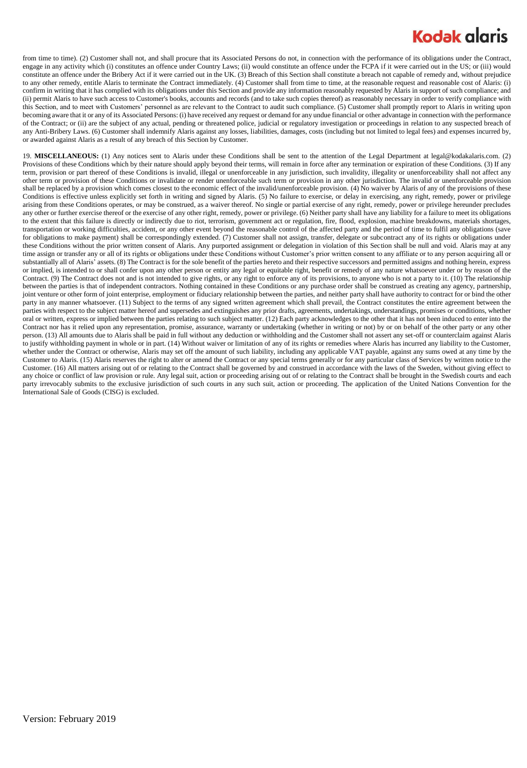from time to time). (2) Customer shall not, and shall procure that its Associated Persons do not, in connection with the performance of its obligations under the Contract, engage in any activity which (i) constitutes an offence under Country Laws; (ii) would constitute an offence under the FCPA if it were carried out in the US; or (iii) would constitute an offence under the Bribery Act if it were carried out in the UK. (3) Breach of this Section shall constitute a breach not capable of remedy and, without prejudice to any other remedy, entitle Alaris to terminate the Contract immediately. (4) Customer shall from time to time, at the reasonable request and reasonable cost of Alaris: (i) confirm in writing that it has complied with its obligations under this Section and provide any information reasonably requested by Alaris in support of such compliance; and (ii) permit Alaris to have such access to Customer's books, accounts and records (and to take such copies thereof) as reasonably necessary in order to verify compliance with this Section, and to meet with Customers' personnel as are relevant to the Contract to audit such compliance. (5) Customer shall promptly report to Alaris in writing upon becoming aware that it or any of its Associated Persons: (i) have received any request or demand for any undue financial or other advantage in connection with the performance of the Contract; or (ii) are the subject of any actual, pending or threatened police, judicial or regulatory investigation or proceedings in relation to any suspected breach of any Anti-Bribery Laws. (6) Customer shall indemnify Alaris against any losses, liabilities, damages, costs (including but not limited to legal fees) and expenses incurred by, or awarded against Alaris as a result of any breach of this Section by Customer.

19. **MISCELLANEOUS:** (1) Any notices sent to Alaris under these Conditions shall be sent to the attention of the Legal Department at legal@kodakalaris.com. (2) Provisions of these Conditions which by their nature should apply beyond their terms, will remain in force after any termination or expiration of these Conditions. (3) If any term, provision or part thereof of these Conditions is invalid, illegal or unenforceable in any jurisdiction, such invalidity, illegality or unenforceability shall not affect any other term or provision of these Conditions or invalidate or render unenforceable such term or provision in any other jurisdiction. The invalid or unenforceable provision shall be replaced by a provision which comes closest to the economic effect of the invalid/unenforceable provision. (4) No waiver by Alaris of any of the provisions of these Conditions is effective unless explicitly set forth in writing and signed by Alaris. (5) No failure to exercise, or delay in exercising, any right, remedy, power or privilege arising from these Conditions operates, or may be construed, as a waiver thereof. No single or partial exercise of any right, remedy, power or privilege hereunder precludes any other or further exercise thereof or the exercise of any other right, remedy, power or privilege. (6) Neither party shall have any liability for a failure to meet its obligations to the extent that this failure is directly or indirectly due to riot, terrorism, government act or regulation, fire, flood, explosion, machine breakdowns, materials shortages, transportation or working difficulties, accident, or any other event beyond the reasonable control of the affected party and the period of time to fulfil any obligations (save for obligations to make payment) shall be correspondingly extended. (7) Customer shall not assign, transfer, delegate or subcontract any of its rights or obligations under these Conditions without the prior written consent of Alaris. Any purported assignment or delegation in violation of this Section shall be null and void. Alaris may at any time assign or transfer any or all of its rights or obligations under these Conditions without Customer's prior written consent to any affiliate or to any person acquiring all or substantially all of Alaris' assets. (8) The Contract is for the sole benefit of the parties hereto and their respective successors and permitted assigns and nothing herein, express or implied, is intended to or shall confer upon any other person or entity any legal or equitable right, benefit or remedy of any nature whatsoever under or by reason of the Contract. (9) The Contract does not and is not intended to give rights, or any right to enforce any of its provisions, to anyone who is not a party to it. (10) The relationship between the parties is that of independent contractors. Nothing contained in these Conditions or any purchase order shall be construed as creating any agency, partnership, joint venture or other form of joint enterprise, employment or fiduciary relationship between the parties, and neither party shall have authority to contract for or bind the other party in any manner whatsoever. (11) Subject to the terms of any signed written agreement which shall prevail, the Contract constitutes the entire agreement between the parties with respect to the subject matter hereof and supersedes and extinguishes any prior drafts, agreements, undertakings, understandings, promises or conditions, whether oral or written, express or implied between the parties relating to such subject matter. (12) Each party acknowledges to the other that it has not been induced to enter into the Contract nor has it relied upon any representation, promise, assurance, warranty or undertaking (whether in writing or not) by or on behalf of the other party or any other person. (13) All amounts due to Alaris shall be paid in full without any deduction or withholding and the Customer shall not assert any set-off or counterclaim against Alaris to justify withholding payment in whole or in part. (14) Without waiver or limitation of any of its rights or remedies where Alaris has incurred any liability to the Customer, whether under the Contract or otherwise, Alaris may set off the amount of such liability, including any applicable VAT payable, against any sums owed at any time by the Customer to Alaris. (15) Alaris reserves the right to alter or amend the Contract or any special terms generally or for any particular class of Services by written notice to the Customer. (16) All matters arising out of or relating to the Contract shall be governed by and construed in accordance with the laws of the Sweden, without giving effect to any choice or conflict of law provision or rule. Any legal suit, action or proceeding arising out of or relating to the Contract shall be brought in the Swedish courts and each party irrevocably submits to the exclusive jurisdiction of such courts in any such suit, action or proceeding. The application of the United Nations Convention for the International Sale of Goods (CISG) is excluded.

Version: February 2019